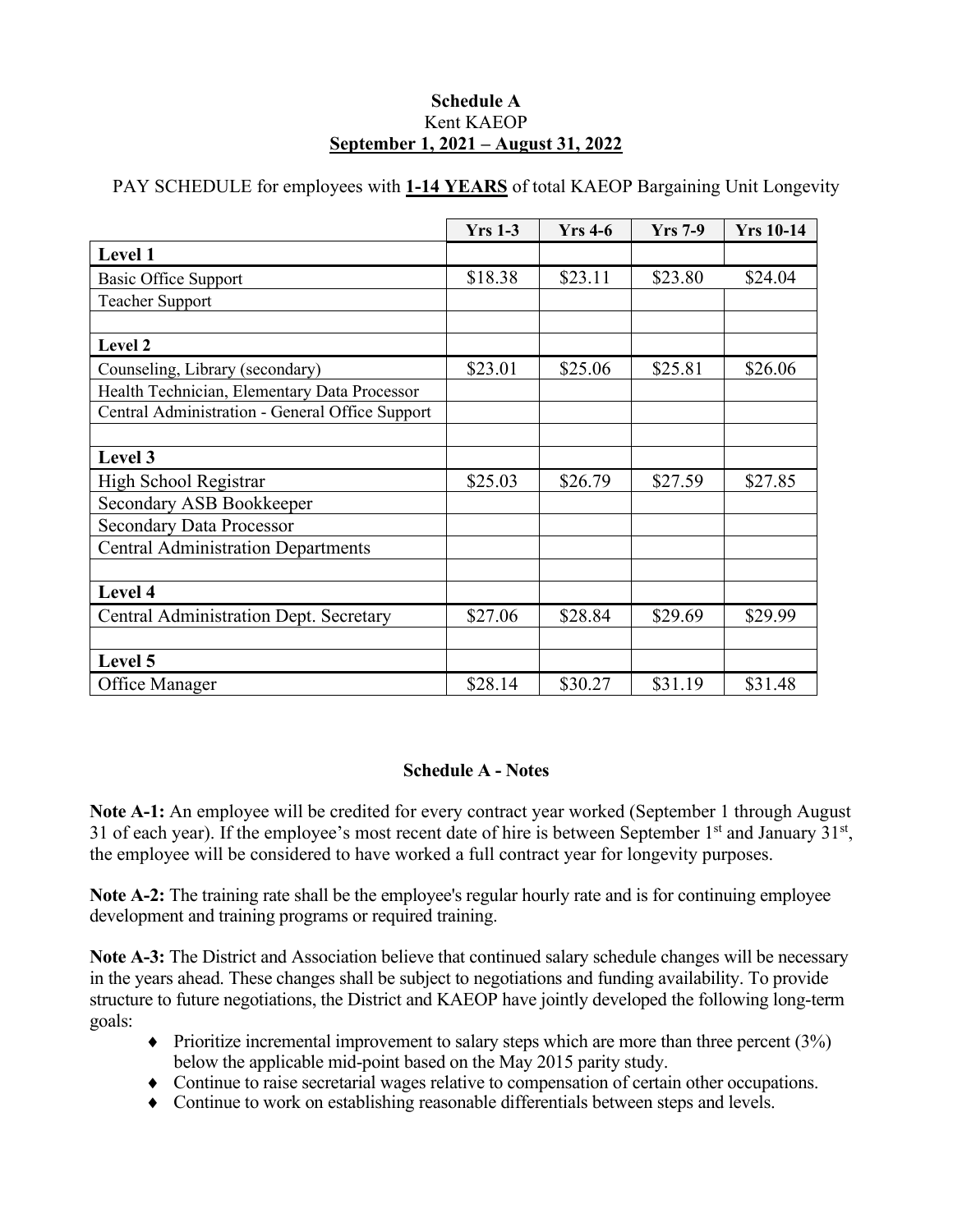**Schedule A**
Kent KAEOP
**September 1, 2021 – August 31, 2022**

PAY SCHEDULE for employees with **1-14 YEARS** of total KAEOP Bargaining Unit Longevity

| | Yrs 1-3 | Yrs 4-6 | Yrs 7-9 | Yrs 10-14 |
|---|---|---|---|---|
| **Level 1** | | | | |
| Basic Office Support | $18.38 | $23.11 | $23.80 | $24.04 |
| Teacher Support | | | | |
| | | | | |
| **Level 2** | | | | |
| Counseling, Library (secondary) | $23.01 | $25.06 | $25.81 | $26.06 |
| Health Technician, Elementary Data Processor | | | | |
| Central Administration - General Office Support | | | | |
| | | | | |
| **Level 3** | | | | |
| High School Registrar | $25.03 | $26.79 | $27.59 | $27.85 |
| Secondary ASB Bookkeeper | | | | |
| Secondary Data Processor | | | | |
| Central Administration Departments | | | | |
| | | | | |
| **Level 4** | | | | |
| Central Administration Dept. Secretary | $27.06 | $28.84 | $29.69 | $29.99 |
| | | | | |
| **Level 5** | | | | |
| Office Manager | $28.14 | $30.27 | $31.19 | $31.48 |

**Schedule A - Notes**

**Note A-1:** An employee will be credited for every contract year worked (September 1 through August 31 of each year). If the employee's most recent date of hire is between September 1st and January 31st, the employee will be considered to have worked a full contract year for longevity purposes.

**Note A-2:** The training rate shall be the employee's regular hourly rate and is for continuing employee development and training programs or required training.

**Note A-3:** The District and Association believe that continued salary schedule changes will be necessary in the years ahead. These changes shall be subject to negotiations and funding availability. To provide structure to future negotiations, the District and KAEOP have jointly developed the following long-term goals:

- Prioritize incremental improvement to salary steps which are more than three percent (3%) below the applicable mid-point based on the May 2015 parity study.
- Continue to raise secretarial wages relative to compensation of certain other occupations.
- Continue to work on establishing reasonable differentials between steps and levels.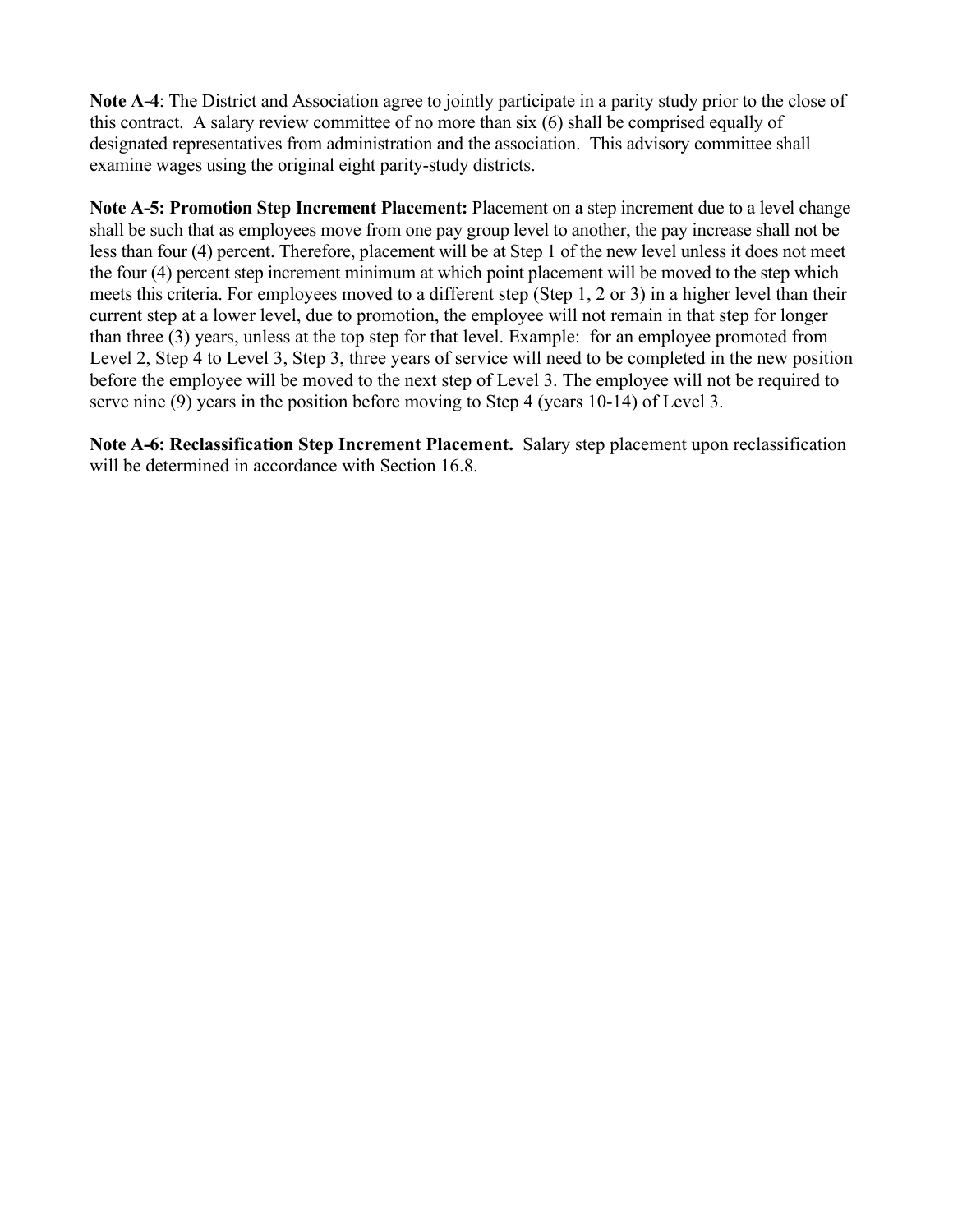**Note A-4**: The District and Association agree to jointly participate in a parity study prior to the close of this contract. A salary review committee of no more than six (6) shall be comprised equally of designated representatives from administration and the association. This advisory committee shall examine wages using the original eight parity-study districts.

**Note A-5: Promotion Step Increment Placement:** Placement on a step increment due to a level change shall be such that as employees move from one pay group level to another, the pay increase shall not be less than four (4) percent. Therefore, placement will be at Step 1 of the new level unless it does not meet the four (4) percent step increment minimum at which point placement will be moved to the step which meets this criteria. For employees moved to a different step (Step 1, 2 or 3) in a higher level than their current step at a lower level, due to promotion, the employee will not remain in that step for longer than three (3) years, unless at the top step for that level. Example: for an employee promoted from Level 2, Step 4 to Level 3, Step 3, three years of service will need to be completed in the new position before the employee will be moved to the next step of Level 3. The employee will not be required to serve nine (9) years in the position before moving to Step 4 (years 10-14) of Level 3.

**Note A-6: Reclassification Step Increment Placement.** Salary step placement upon reclassification will be determined in accordance with Section 16.8.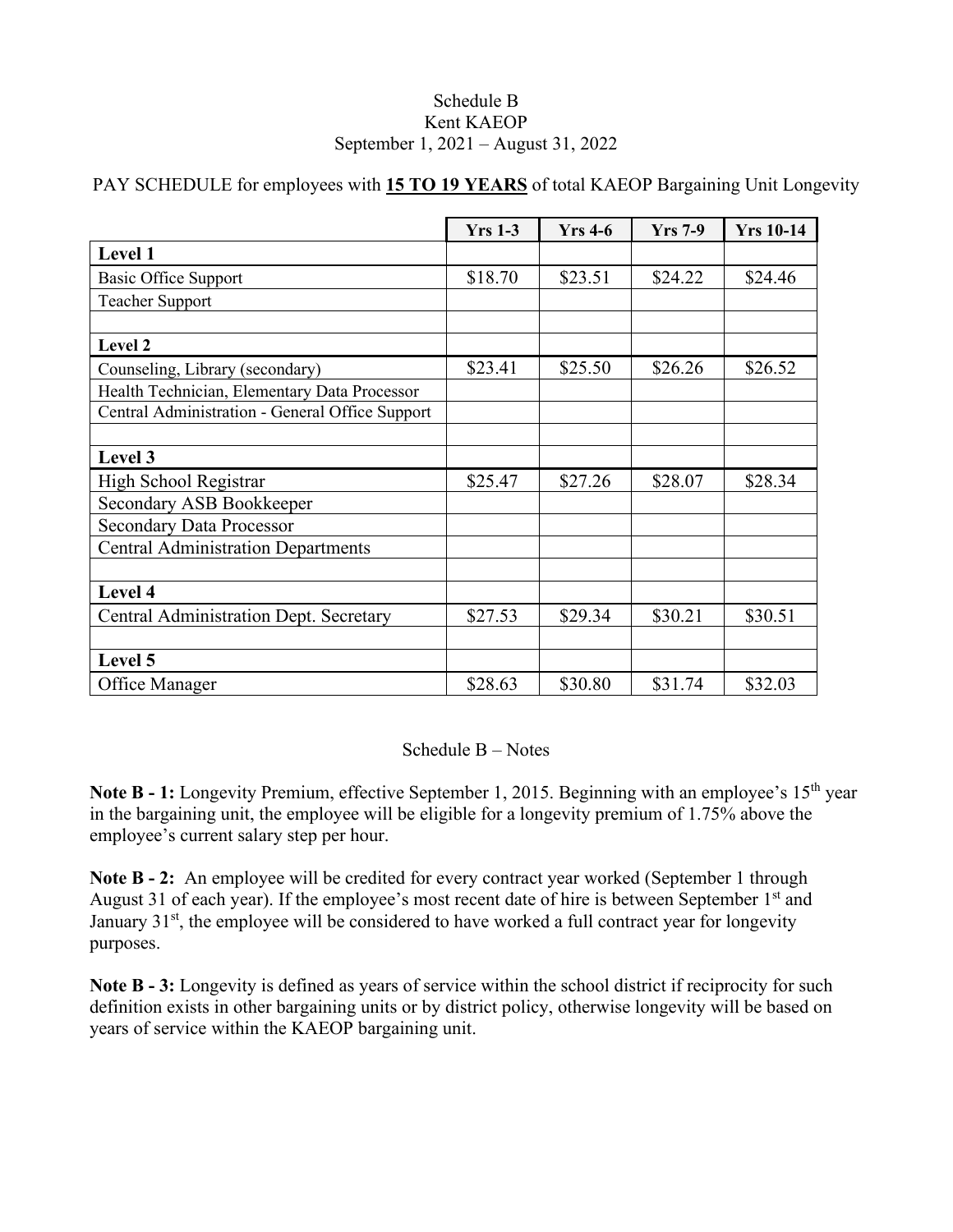Schedule B
Kent KAEOP
September 1, 2021 – August 31, 2022

PAY SCHEDULE for employees with **15 TO 19 YEARS** of total KAEOP Bargaining Unit Longevity

| | Yrs 1-3 | Yrs 4-6 | Yrs 7-9 | Yrs 10-14 |
|---|---|---|---|---|
| **Level 1** | | | | |
| Basic Office Support | $18.70 | $23.51 | $24.22 | $24.46 |
| Teacher Support | | | | |
| | | | | |
| **Level 2** | | | | |
| Counseling, Library (secondary) | $23.41 | $25.50 | $26.26 | $26.52 |
| Health Technician, Elementary Data Processor | | | | |
| Central Administration - General Office Support | | | | |
| | | | | |
| **Level 3** | | | | |
| High School Registrar | $25.47 | $27.26 | $28.07 | $28.34 |
| Secondary ASB Bookkeeper | | | | |
| Secondary Data Processor | | | | |
| Central Administration Departments | | | | |
| | | | | |
| **Level 4** | | | | |
| Central Administration Dept. Secretary | $27.53 | $29.34 | $30.21 | $30.51 |
| | | | | |
| **Level 5** | | | | |
| Office Manager | $28.63 | $30.80 | $31.74 | $32.03 |

Schedule B – Notes

**Note B - 1:** Longevity Premium, effective September 1, 2015. Beginning with an employee's 15th year in the bargaining unit, the employee will be eligible for a longevity premium of 1.75% above the employee's current salary step per hour.

**Note B - 2:** An employee will be credited for every contract year worked (September 1 through August 31 of each year). If the employee's most recent date of hire is between September 1st and January 31st, the employee will be considered to have worked a full contract year for longevity purposes.

**Note B - 3:** Longevity is defined as years of service within the school district if reciprocity for such definition exists in other bargaining units or by district policy, otherwise longevity will be based on years of service within the KAEOP bargaining unit.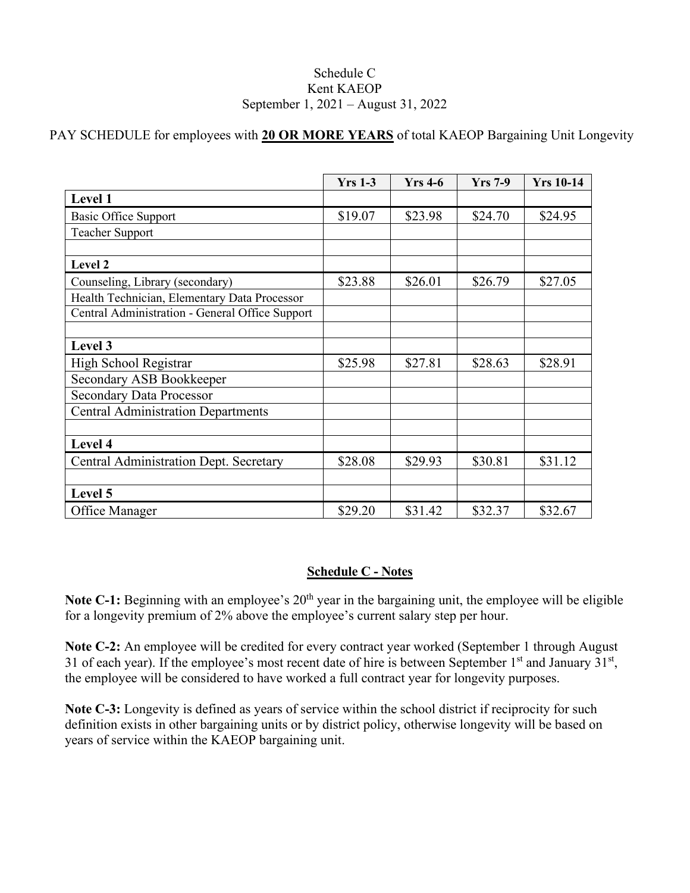Schedule C
Kent KAEOP
September 1, 2021 – August 31, 2022

PAY SCHEDULE for employees with **20 OR MORE YEARS** of total KAEOP Bargaining Unit Longevity

| | **Yrs 1-3** | **Yrs 4-6** | **Yrs 7-9** | **Yrs 10-14** |
|---|---|---|---|---|
| **Level 1** | | | | |
| Basic Office Support | $19.07 | $23.98 | $24.70 | $24.95 |
| Teacher Support | | | | |
| | | | | |
| **Level 2** | | | | |
| Counseling, Library (secondary) | $23.88 | $26.01 | $26.79 | $27.05 |
| Health Technician, Elementary Data Processor | | | | |
| Central Administration - General Office Support | | | | |
| | | | | |
| **Level 3** | | | | |
| High School Registrar | $25.98 | $27.81 | $28.63 | $28.91 |
| Secondary ASB Bookkeeper | | | | |
| Secondary Data Processor | | | | |
| Central Administration Departments | | | | |
| | | | | |
| **Level 4** | | | | |
| Central Administration Dept. Secretary | $28.08 | $29.93 | $30.81 | $31.12 |
| | | | | |
| **Level 5** | | | | |
| Office Manager | $29.20 | $31.42 | $32.37 | $32.67 |

## Schedule C - Notes

**Note C-1:** Beginning with an employee's 20th year in the bargaining unit, the employee will be eligible for a longevity premium of 2% above the employee's current salary step per hour.

**Note C-2:** An employee will be credited for every contract year worked (September 1 through August 31 of each year). If the employee's most recent date of hire is between September 1st and January 31st, the employee will be considered to have worked a full contract year for longevity purposes.

**Note C-3:** Longevity is defined as years of service within the school district if reciprocity for such definition exists in other bargaining units or by district policy, otherwise longevity will be based on years of service within the KAEOP bargaining unit.